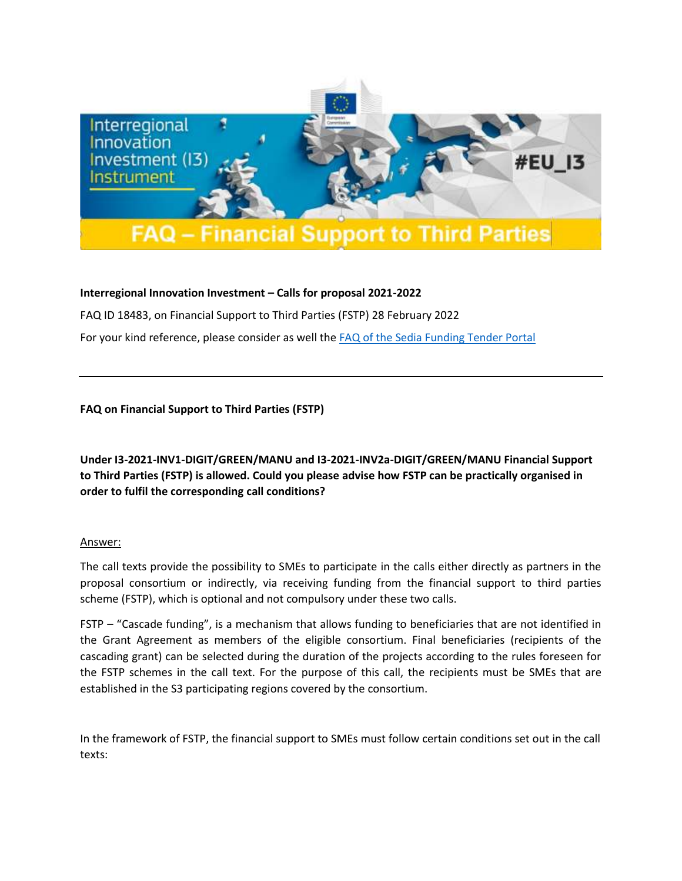# FAQ – Financial Support to Third Parties

**Interregional Innovation Investment – Calls for proposal 2021-2022**

FAQ ID 18483, on Financial Support to Third Parties (FSTP) 28 February 2022

For your kind reference, please consider as well the [FAQ of the Sedia Funding Tender Portal]()

---

**FAQ on Financial Support to Third Parties (FSTP)**

**Under I3-2021-INV1-DIGIT/GREEN/MANU and I3-2021-INV2a-DIGIT/GREEN/MANU Financial Support to Third Parties (FSTP) is allowed. Could you please advise how FSTP can be practically organised in order to fulfil the corresponding call conditions?**

Answer:

The call texts provide the possibility to SMEs to participate in the calls either directly as partners in the proposal consortium or indirectly, via receiving funding from the financial support to third parties scheme (FSTP), which is optional and not compulsory under these two calls.

FSTP – "Cascade funding", is a mechanism that allows funding to beneficiaries that are not identified in the Grant Agreement as members of the eligible consortium. Final beneficiaries (recipients of the cascading grant) can be selected during the duration of the projects according to the rules foreseen for the FSTP schemes in the call text. For the purpose of this call, the recipients must be SMEs that are established in the S3 participating regions covered by the consortium.

In the framework of FSTP, the financial support to SMEs must follow certain conditions set out in the call texts: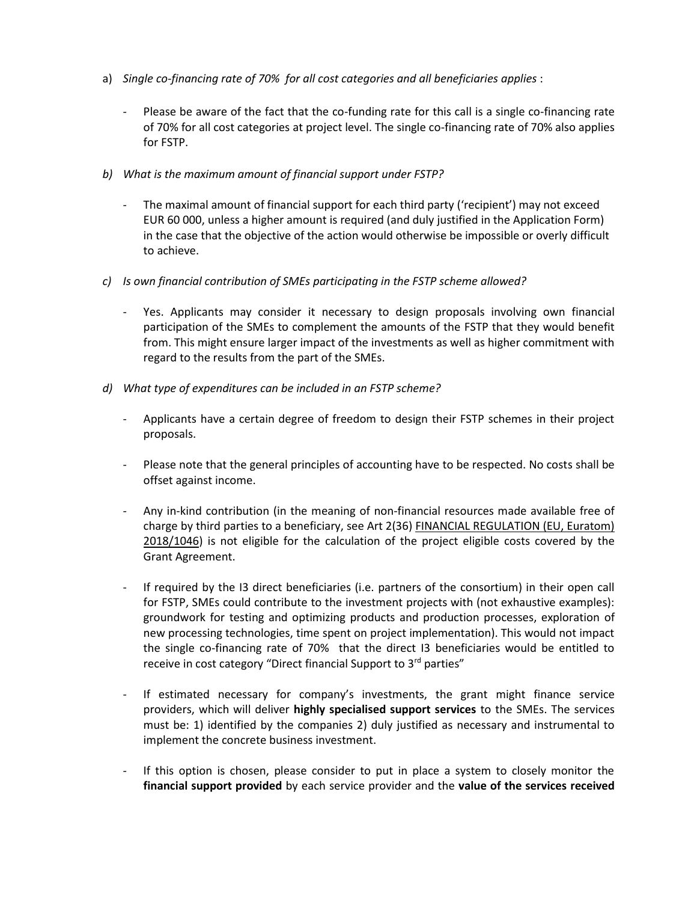a) *Single co-financing rate of 70% for all cost categories and all beneficiaries applies* :

   - Please be aware of the fact that the co-funding rate for this call is a single co-financing rate of 70% for all cost categories at project level. The single co-financing rate of 70% also applies for FSTP.

b) *What is the maximum amount of financial support under FSTP?*

   - The maximal amount of financial support for each third party ('recipient') may not exceed EUR 60 000, unless a higher amount is required (and duly justified in the Application Form) in the case that the objective of the action would otherwise be impossible or overly difficult to achieve.

c) *Is own financial contribution of SMEs participating in the FSTP scheme allowed?*

   - Yes. Applicants may consider it necessary to design proposals involving own financial participation of the SMEs to complement the amounts of the FSTP that they would benefit from. This might ensure larger impact of the investments as well as higher commitment with regard to the results from the part of the SMEs.

d) *What type of expenditures can be included in an FSTP scheme?*

   - Applicants have a certain degree of freedom to design their FSTP schemes in their project proposals.

   - Please note that the general principles of accounting have to be respected. No costs shall be offset against income.

   - Any in-kind contribution (in the meaning of non-financial resources made available free of charge by third parties to a beneficiary, see Art 2(36) FINANCIAL REGULATION (EU, Euratom) 2018/1046) is not eligible for the calculation of the project eligible costs covered by the Grant Agreement.

   - If required by the I3 direct beneficiaries (i.e. partners of the consortium) in their open call for FSTP, SMEs could contribute to the investment projects with (not exhaustive examples): groundwork for testing and optimizing products and production processes, exploration of new processing technologies, time spent on project implementation). This would not impact the single co-financing rate of 70% that the direct I3 beneficiaries would be entitled to receive in cost category "Direct financial Support to 3rd parties"

   - If estimated necessary for company's investments, the grant might finance service providers, which will deliver **highly specialised support services** to the SMEs. The services must be: 1) identified by the companies 2) duly justified as necessary and instrumental to implement the concrete business investment.

   - If this option is chosen, please consider to put in place a system to closely monitor the **financial support provided** by each service provider and the **value of the services received**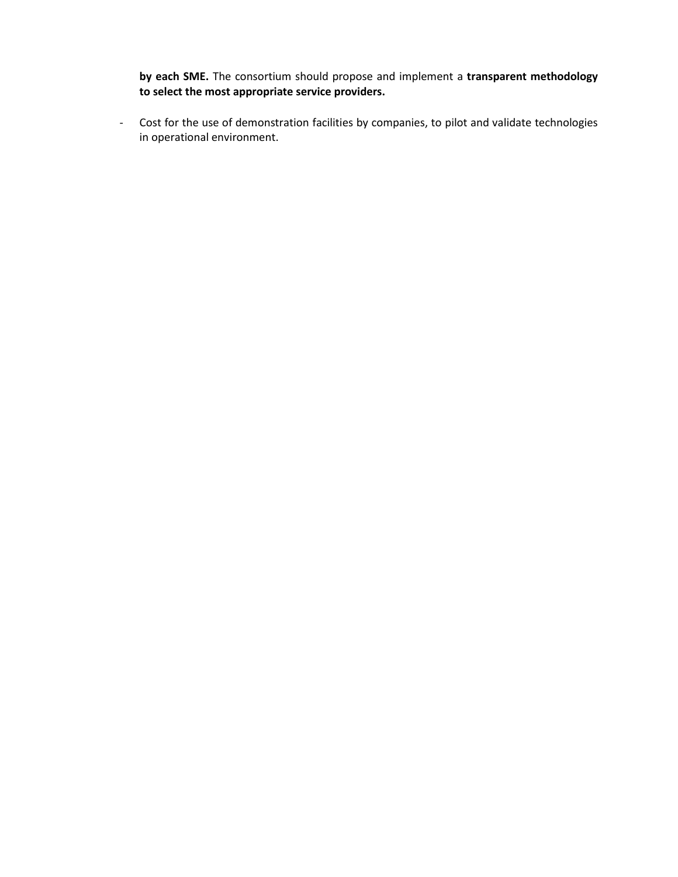**by each SME.** The consortium should propose and implement a **transparent methodology to select the most appropriate service providers.**

- Cost for the use of demonstration facilities by companies, to pilot and validate technologies in operational environment.